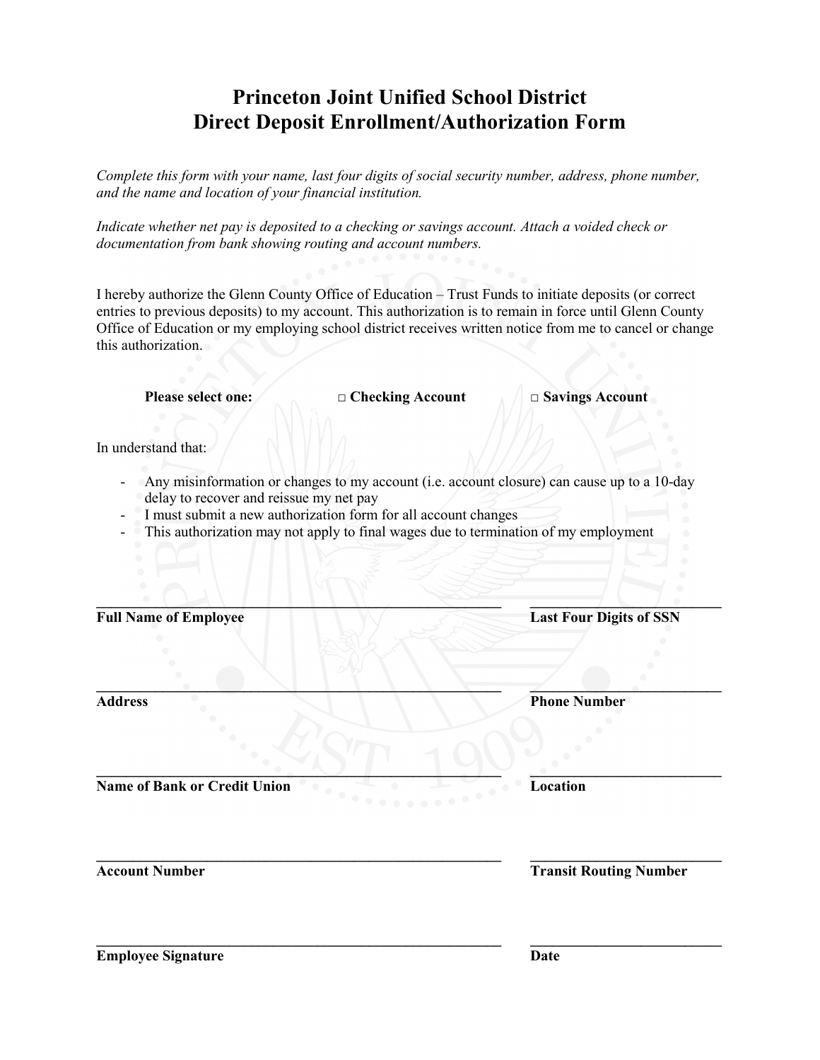# Princeton Joint Unified School District
# Direct Deposit Enrollment/Authorization Form

*Complete this form with your name, last four digits of social security number, address, phone number, and the name and location of your financial institution.*

*Indicate whether net pay is deposited to a checking or savings account. Attach a voided check or documentation from bank showing routing and account numbers.*

I hereby authorize the Glenn County Office of Education – Trust Funds to initiate deposits (or correct entries to previous deposits) to my account. This authorization is to remain in force until Glenn County Office of Education or my employing school district receives written notice from me to cancel or change this authorization.

**Please select one:** **□ Checking Account** **□ Savings Account**

In understand that:

- Any misinformation or changes to my account (i.e. account closure) can cause up to a 10-day delay to recover and reissue my net pay
- I must submit a new authorization form for all account changes
- This authorization may not apply to final wages due to termination of my employment

\_\_\_\_\_\_\_\_\_\_\_\_\_\_\_\_\_\_\_\_\_\_\_\_\_\_\_\_\_\_\_\_\_\_\_\_\_\_\_\_\_\_\_\_ \_\_\_\_\_\_\_\_\_\_\_\_\_\_\_\_\_\_\_\_\_\_
**Full Name of Employee** **Last Four Digits of SSN**

\_\_\_\_\_\_\_\_\_\_\_\_\_\_\_\_\_\_\_\_\_\_\_\_\_\_\_\_\_\_\_\_\_\_\_\_\_\_\_\_\_\_\_\_ \_\_\_\_\_\_\_\_\_\_\_\_\_\_\_\_\_\_\_\_\_\_
**Address** **Phone Number**

\_\_\_\_\_\_\_\_\_\_\_\_\_\_\_\_\_\_\_\_\_\_\_\_\_\_\_\_\_\_\_\_\_\_\_\_\_\_\_\_\_\_\_\_ \_\_\_\_\_\_\_\_\_\_\_\_\_\_\_\_\_\_\_\_\_\_
**Name of Bank or Credit Union** **Location**

\_\_\_\_\_\_\_\_\_\_\_\_\_\_\_\_\_\_\_\_\_\_\_\_\_\_\_\_\_\_\_\_\_\_\_\_\_\_\_\_\_\_\_\_ \_\_\_\_\_\_\_\_\_\_\_\_\_\_\_\_\_\_\_\_\_\_
**Account Number** **Transit Routing Number**

\_\_\_\_\_\_\_\_\_\_\_\_\_\_\_\_\_\_\_\_\_\_\_\_\_\_\_\_\_\_\_\_\_\_\_\_\_\_\_\_\_\_\_\_ \_\_\_\_\_\_\_\_\_\_\_\_\_\_\_\_\_\_\_\_\_\_
**Employee Signature** **Date**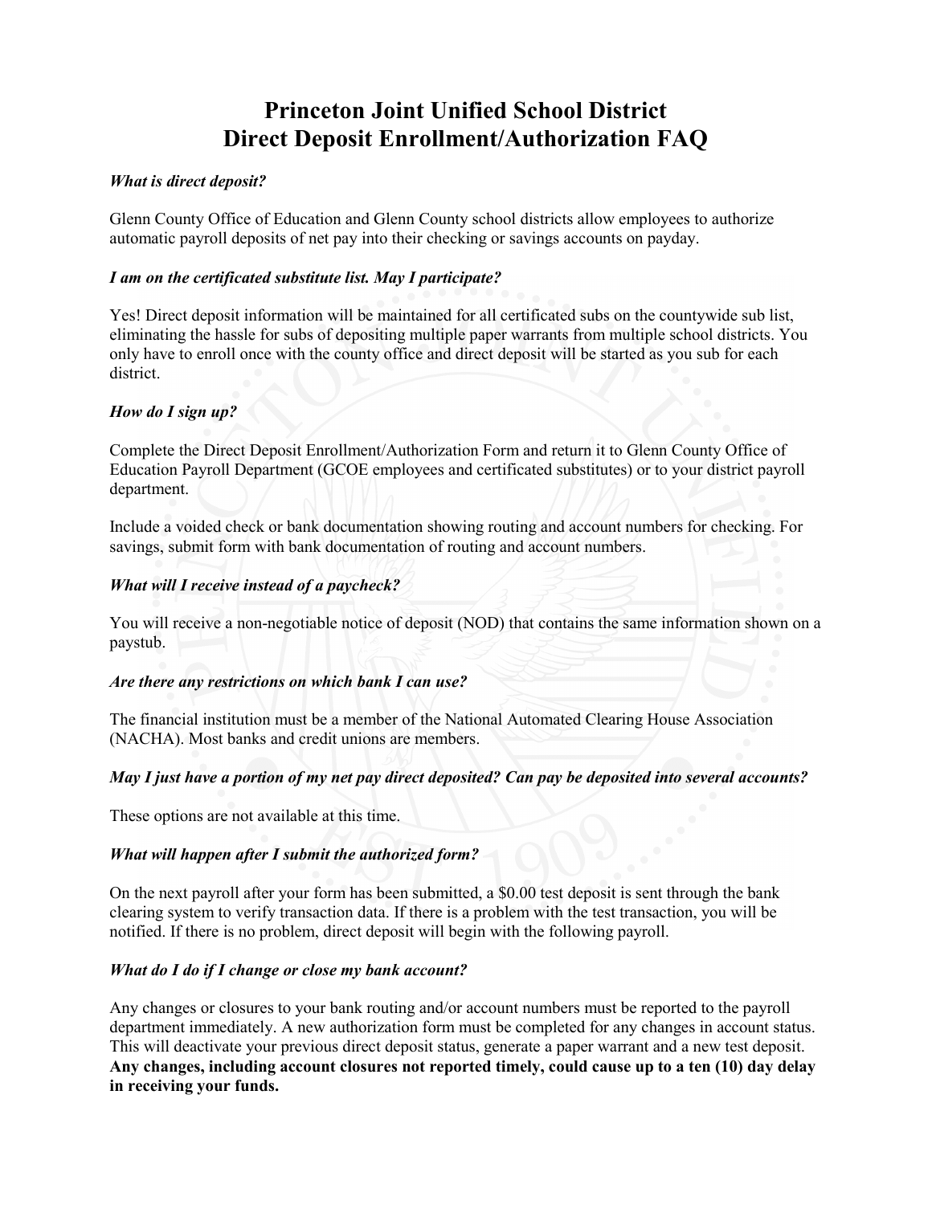# Princeton Joint Unified School District
# Direct Deposit Enrollment/Authorization FAQ

***What is direct deposit?***

Glenn County Office of Education and Glenn County school districts allow employees to authorize automatic payroll deposits of net pay into their checking or savings accounts on payday.

***I am on the certificated substitute list. May I participate?***

Yes! Direct deposit information will be maintained for all certificated subs on the countywide sub list, eliminating the hassle for subs of depositing multiple paper warrants from multiple school districts. You only have to enroll once with the county office and direct deposit will be started as you sub for each district.

***How do I sign up?***

Complete the Direct Deposit Enrollment/Authorization Form and return it to Glenn County Office of Education Payroll Department (GCOE employees and certificated substitutes) or to your district payroll department.

Include a voided check or bank documentation showing routing and account numbers for checking. For savings, submit form with bank documentation of routing and account numbers.

***What will I receive instead of a paycheck?***

You will receive a non-negotiable notice of deposit (NOD) that contains the same information shown on a paystub.

***Are there any restrictions on which bank I can use?***

The financial institution must be a member of the National Automated Clearing House Association (NACHA). Most banks and credit unions are members.

***May I just have a portion of my net pay direct deposited? Can pay be deposited into several accounts?***

These options are not available at this time.

***What will happen after I submit the authorized form?***

On the next payroll after your form has been submitted, a $0.00 test deposit is sent through the bank clearing system to verify transaction data. If there is a problem with the test transaction, you will be notified. If there is no problem, direct deposit will begin with the following payroll.

***What do I do if I change or close my bank account?***

Any changes or closures to your bank routing and/or account numbers must be reported to the payroll department immediately. A new authorization form must be completed for any changes in account status. This will deactivate your previous direct deposit status, generate a paper warrant and a new test deposit. **Any changes, including account closures not reported timely, could cause up to a ten (10) day delay in receiving your funds.**